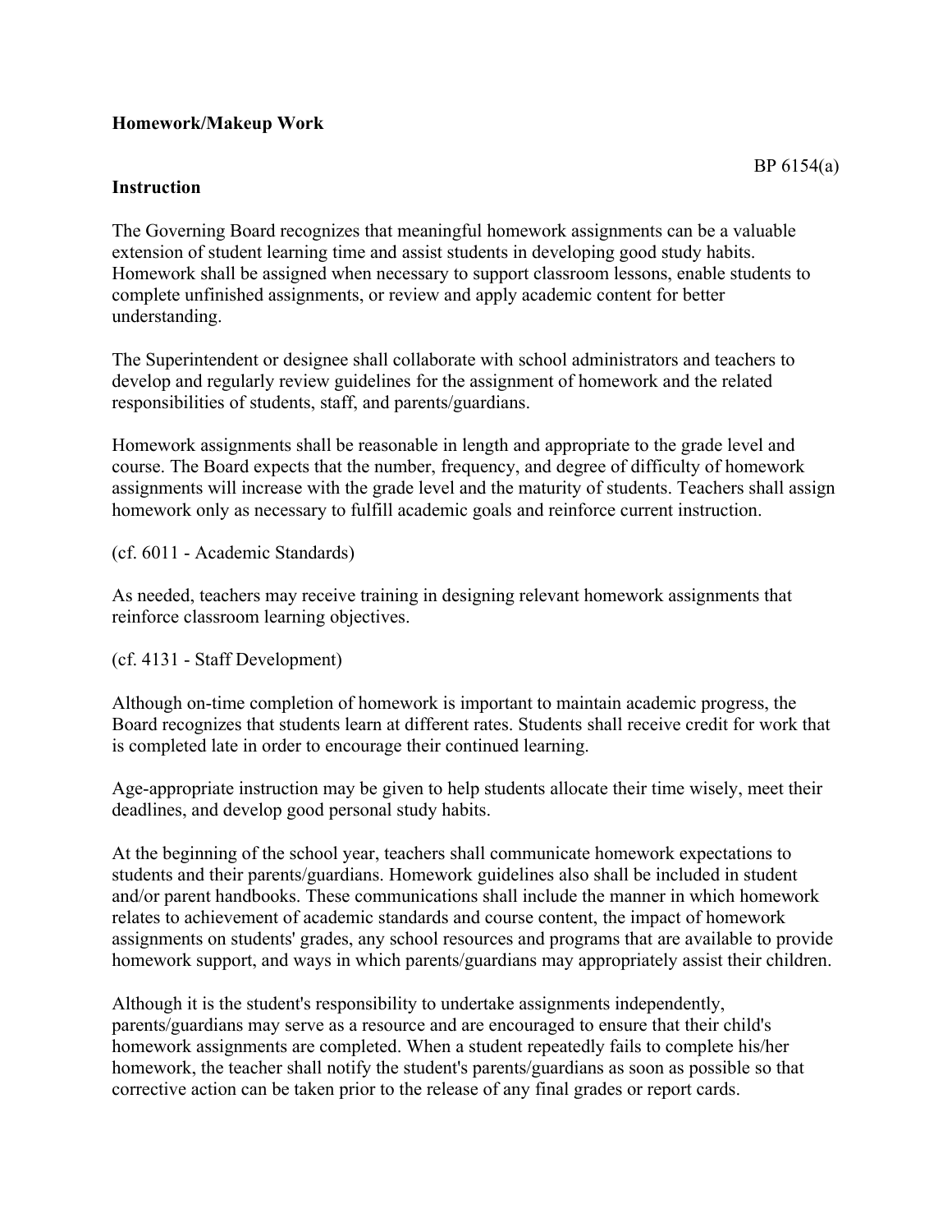**Homework/Makeup Work**

BP 6154(a)

**Instruction**

The Governing Board recognizes that meaningful homework assignments can be a valuable extension of student learning time and assist students in developing good study habits. Homework shall be assigned when necessary to support classroom lessons, enable students to complete unfinished assignments, or review and apply academic content for better understanding.

The Superintendent or designee shall collaborate with school administrators and teachers to develop and regularly review guidelines for the assignment of homework and the related responsibilities of students, staff, and parents/guardians.

Homework assignments shall be reasonable in length and appropriate to the grade level and course. The Board expects that the number, frequency, and degree of difficulty of homework assignments will increase with the grade level and the maturity of students. Teachers shall assign homework only as necessary to fulfill academic goals and reinforce current instruction.

(cf. 6011 - Academic Standards)

As needed, teachers may receive training in designing relevant homework assignments that reinforce classroom learning objectives.

(cf. 4131 - Staff Development)

Although on-time completion of homework is important to maintain academic progress, the Board recognizes that students learn at different rates. Students shall receive credit for work that is completed late in order to encourage their continued learning.

Age-appropriate instruction may be given to help students allocate their time wisely, meet their deadlines, and develop good personal study habits.

At the beginning of the school year, teachers shall communicate homework expectations to students and their parents/guardians. Homework guidelines also shall be included in student and/or parent handbooks. These communications shall include the manner in which homework relates to achievement of academic standards and course content, the impact of homework assignments on students' grades, any school resources and programs that are available to provide homework support, and ways in which parents/guardians may appropriately assist their children.

Although it is the student's responsibility to undertake assignments independently, parents/guardians may serve as a resource and are encouraged to ensure that their child's homework assignments are completed. When a student repeatedly fails to complete his/her homework, the teacher shall notify the student's parents/guardians as soon as possible so that corrective action can be taken prior to the release of any final grades or report cards.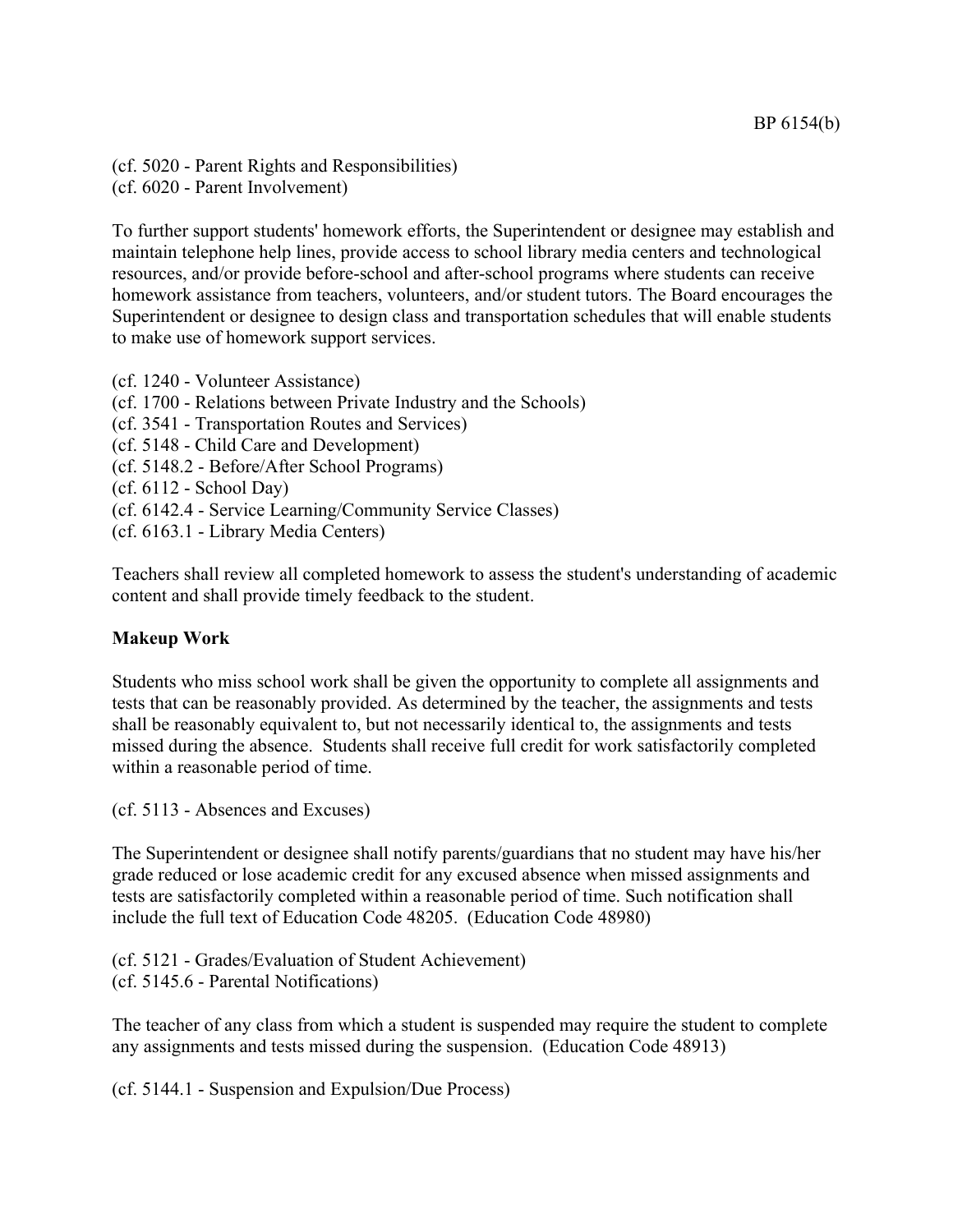(cf. 5020 - Parent Rights and Responsibilities)
(cf. 6020 - Parent Involvement)

To further support students' homework efforts, the Superintendent or designee may establish and maintain telephone help lines, provide access to school library media centers and technological resources, and/or provide before-school and after-school programs where students can receive homework assistance from teachers, volunteers, and/or student tutors. The Board encourages the Superintendent or designee to design class and transportation schedules that will enable students to make use of homework support services.

(cf. 1240 - Volunteer Assistance)
(cf. 1700 - Relations between Private Industry and the Schools)
(cf. 3541 - Transportation Routes and Services)
(cf. 5148 - Child Care and Development)
(cf. 5148.2 - Before/After School Programs)
(cf. 6112 - School Day)
(cf. 6142.4 - Service Learning/Community Service Classes)
(cf. 6163.1 - Library Media Centers)

Teachers shall review all completed homework to assess the student's understanding of academic content and shall provide timely feedback to the student.

**Makeup Work**

Students who miss school work shall be given the opportunity to complete all assignments and tests that can be reasonably provided. As determined by the teacher, the assignments and tests shall be reasonably equivalent to, but not necessarily identical to, the assignments and tests missed during the absence. Students shall receive full credit for work satisfactorily completed within a reasonable period of time.

(cf. 5113 - Absences and Excuses)

The Superintendent or designee shall notify parents/guardians that no student may have his/her grade reduced or lose academic credit for any excused absence when missed assignments and tests are satisfactorily completed within a reasonable period of time. Such notification shall include the full text of Education Code 48205. (Education Code 48980)

(cf. 5121 - Grades/Evaluation of Student Achievement)
(cf. 5145.6 - Parental Notifications)

The teacher of any class from which a student is suspended may require the student to complete any assignments and tests missed during the suspension. (Education Code 48913)

(cf. 5144.1 - Suspension and Expulsion/Due Process)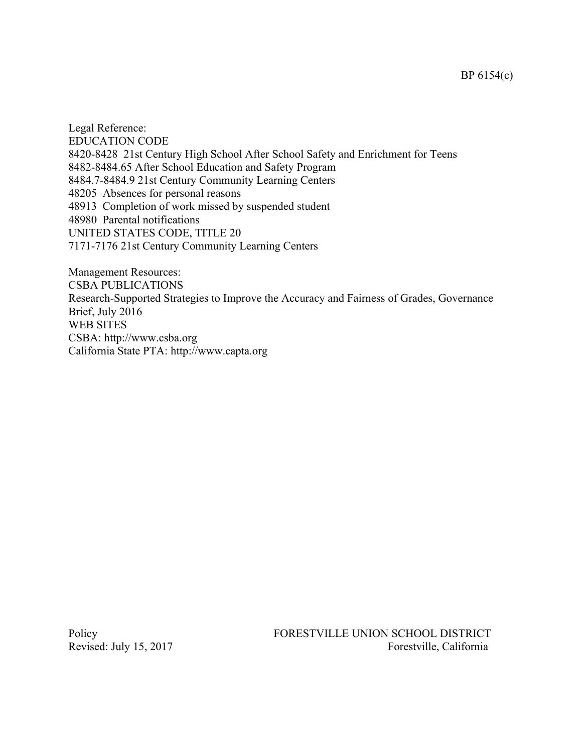Legal Reference:
EDUCATION CODE
8420-8428 21st Century High School After School Safety and Enrichment for Teens
8482-8484.65 After School Education and Safety Program
8484.7-8484.9 21st Century Community Learning Centers
48205 Absences for personal reasons
48913 Completion of work missed by suspended student
48980 Parental notifications
UNITED STATES CODE, TITLE 20
7171-7176 21st Century Community Learning Centers

Management Resources:
CSBA PUBLICATIONS
Research-Supported Strategies to Improve the Accuracy and Fairness of Grades, Governance Brief, July 2016
WEB SITES
CSBA: http://www.csba.org
California State PTA: http://www.capta.org

Policy
Revised: July 15, 2017

FORESTVILLE UNION SCHOOL DISTRICT
Forestville, California